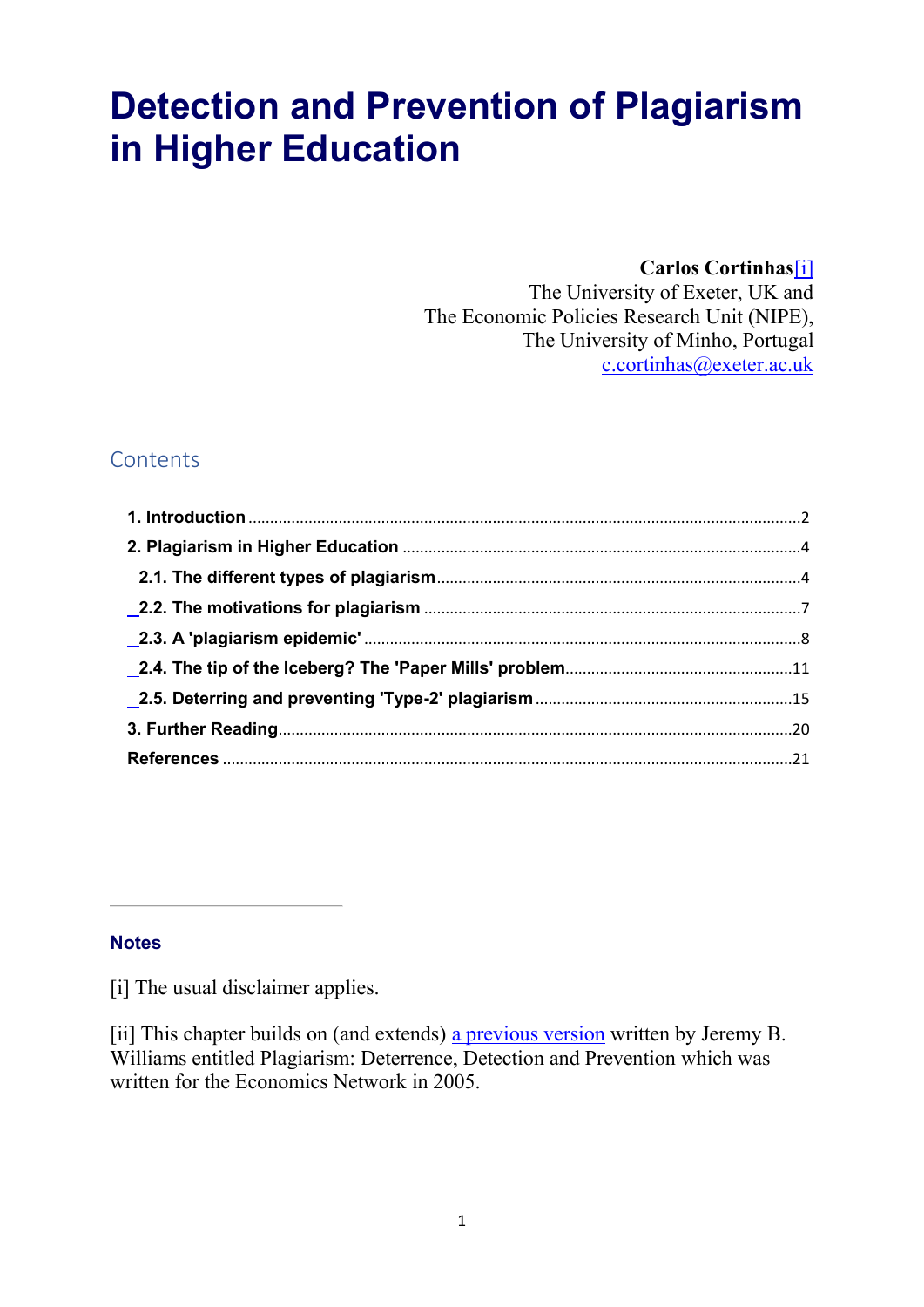# Detection and Prevention of Plagiarism in Higher Education

**Carlos Cortinhas**[i]
The University of Exeter, UK and
The Economic Policies Research Unit (NIPE),
The University of Minho, Portugal
c.cortinhas@exeter.ac.uk

## Contents

- **1. Introduction** ..... 2
- **2. Plagiarism in Higher Education** ..... 4
  - **2.1. The different types of plagiarism** ..... 4
  - **2.2. The motivations for plagiarism** ..... 7
  - **2.3. A 'plagiarism epidemic'** ..... 8
  - **2.4. The tip of the Iceberg? The 'Paper Mills' problem** ..... 11
  - **2.5. Deterring and preventing 'Type-2' plagiarism** ..... 15
- **3. Further Reading** ..... 20
- **References** ..... 21

---

**Notes**

[i] The usual disclaimer applies.

[ii] This chapter builds on (and extends) a previous version written by Jeremy B. Williams entitled Plagiarism: Deterrence, Detection and Prevention which was written for the Economics Network in 2005.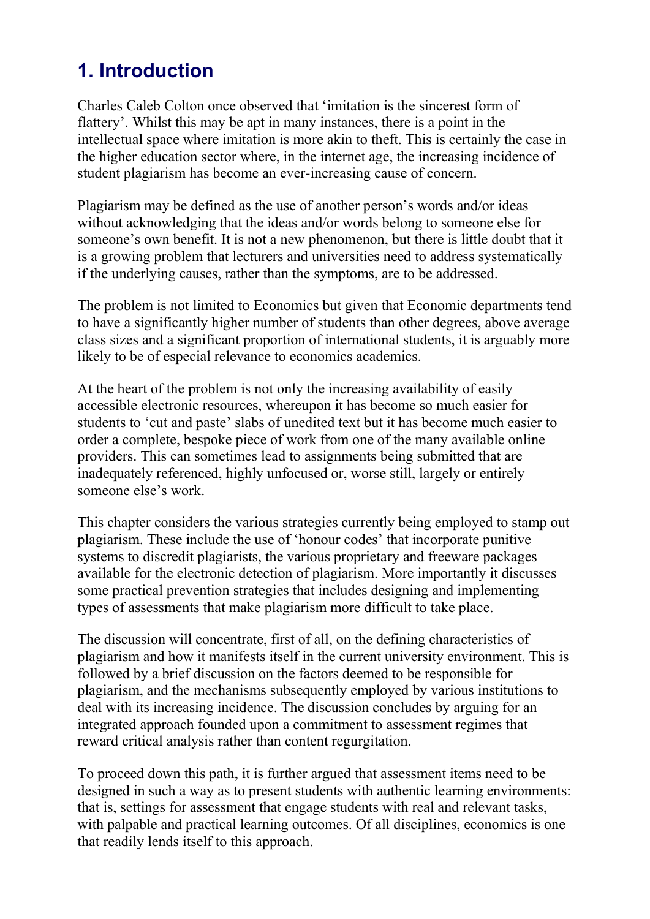# 1. Introduction

Charles Caleb Colton once observed that ‘imitation is the sincerest form of flattery’. Whilst this may be apt in many instances, there is a point in the intellectual space where imitation is more akin to theft. This is certainly the case in the higher education sector where, in the internet age, the increasing incidence of student plagiarism has become an ever-increasing cause of concern.

Plagiarism may be defined as the use of another person’s words and/or ideas without acknowledging that the ideas and/or words belong to someone else for someone’s own benefit. It is not a new phenomenon, but there is little doubt that it is a growing problem that lecturers and universities need to address systematically if the underlying causes, rather than the symptoms, are to be addressed.

The problem is not limited to Economics but given that Economic departments tend to have a significantly higher number of students than other degrees, above average class sizes and a significant proportion of international students, it is arguably more likely to be of especial relevance to economics academics.

At the heart of the problem is not only the increasing availability of easily accessible electronic resources, whereupon it has become so much easier for students to ‘cut and paste’ slabs of unedited text but it has become much easier to order a complete, bespoke piece of work from one of the many available online providers. This can sometimes lead to assignments being submitted that are inadequately referenced, highly unfocused or, worse still, largely or entirely someone else’s work.

This chapter considers the various strategies currently being employed to stamp out plagiarism. These include the use of ‘honour codes’ that incorporate punitive systems to discredit plagiarists, the various proprietary and freeware packages available for the electronic detection of plagiarism. More importantly it discusses some practical prevention strategies that includes designing and implementing types of assessments that make plagiarism more difficult to take place.

The discussion will concentrate, first of all, on the defining characteristics of plagiarism and how it manifests itself in the current university environment. This is followed by a brief discussion on the factors deemed to be responsible for plagiarism, and the mechanisms subsequently employed by various institutions to deal with its increasing incidence. The discussion concludes by arguing for an integrated approach founded upon a commitment to assessment regimes that reward critical analysis rather than content regurgitation.

To proceed down this path, it is further argued that assessment items need to be designed in such a way as to present students with authentic learning environments: that is, settings for assessment that engage students with real and relevant tasks, with palpable and practical learning outcomes. Of all disciplines, economics is one that readily lends itself to this approach.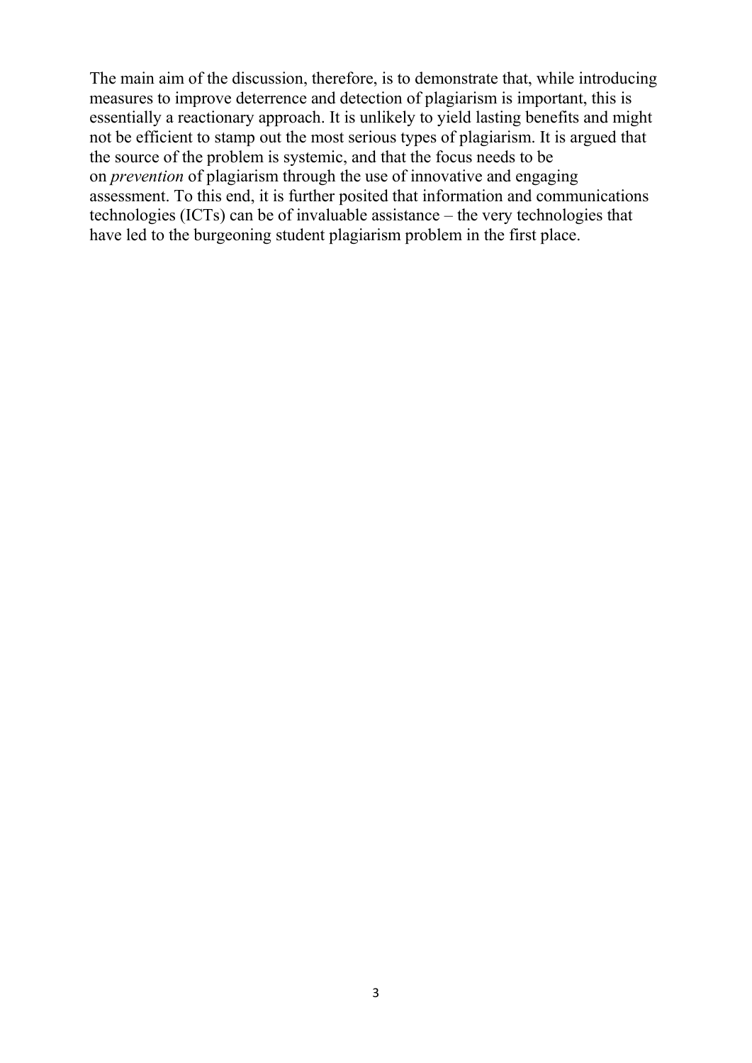The main aim of the discussion, therefore, is to demonstrate that, while introducing measures to improve deterrence and detection of plagiarism is important, this is essentially a reactionary approach. It is unlikely to yield lasting benefits and might not be efficient to stamp out the most serious types of plagiarism. It is argued that the source of the problem is systemic, and that the focus needs to be on *prevention* of plagiarism through the use of innovative and engaging assessment. To this end, it is further posited that information and communications technologies (ICTs) can be of invaluable assistance – the very technologies that have led to the burgeoning student plagiarism problem in the first place.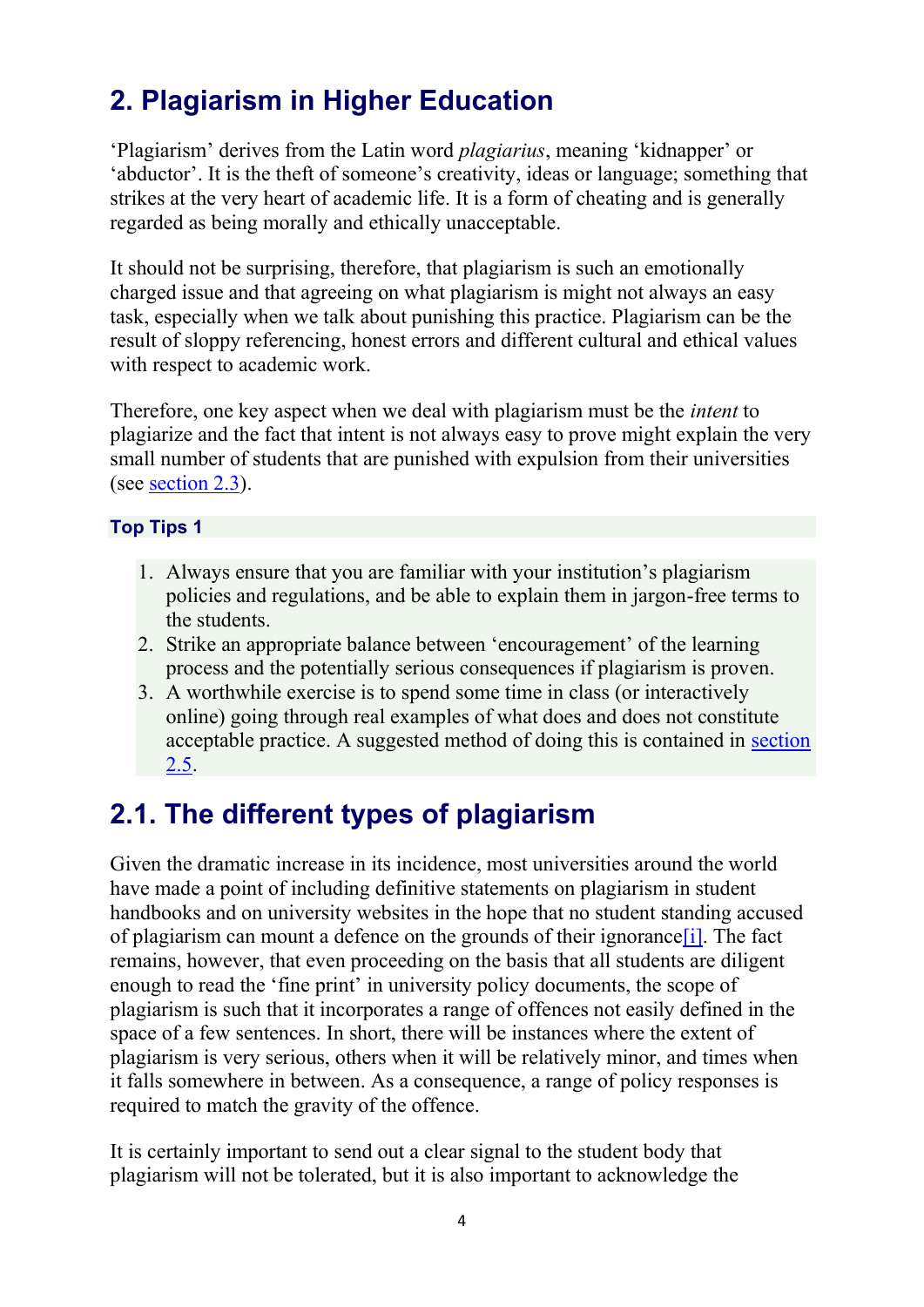## 2. Plagiarism in Higher Education

'Plagiarism' derives from the Latin word *plagiarius*, meaning 'kidnapper' or 'abductor'. It is the theft of someone's creativity, ideas or language; something that strikes at the very heart of academic life. It is a form of cheating and is generally regarded as being morally and ethically unacceptable.

It should not be surprising, therefore, that plagiarism is such an emotionally charged issue and that agreeing on what plagiarism is might not always an easy task, especially when we talk about punishing this practice. Plagiarism can be the result of sloppy referencing, honest errors and different cultural and ethical values with respect to academic work.

Therefore, one key aspect when we deal with plagiarism must be the *intent* to plagiarize and the fact that intent is not always easy to prove might explain the very small number of students that are punished with expulsion from their universities (see section 2.3).

**Top Tips 1**

1. Always ensure that you are familiar with your institution's plagiarism policies and regulations, and be able to explain them in jargon-free terms to the students.
2. Strike an appropriate balance between 'encouragement' of the learning process and the potentially serious consequences if plagiarism is proven.
3. A worthwhile exercise is to spend some time in class (or interactively online) going through real examples of what does and does not constitute acceptable practice. A suggested method of doing this is contained in section 2.5.

## 2.1. The different types of plagiarism

Given the dramatic increase in its incidence, most universities around the world have made a point of including definitive statements on plagiarism in student handbooks and on university websites in the hope that no student standing accused of plagiarism can mount a defence on the grounds of their ignorance[i]. The fact remains, however, that even proceeding on the basis that all students are diligent enough to read the 'fine print' in university policy documents, the scope of plagiarism is such that it incorporates a range of offences not easily defined in the space of a few sentences. In short, there will be instances where the extent of plagiarism is very serious, others when it will be relatively minor, and times when it falls somewhere in between. As a consequence, a range of policy responses is required to match the gravity of the offence.

It is certainly important to send out a clear signal to the student body that plagiarism will not be tolerated, but it is also important to acknowledge the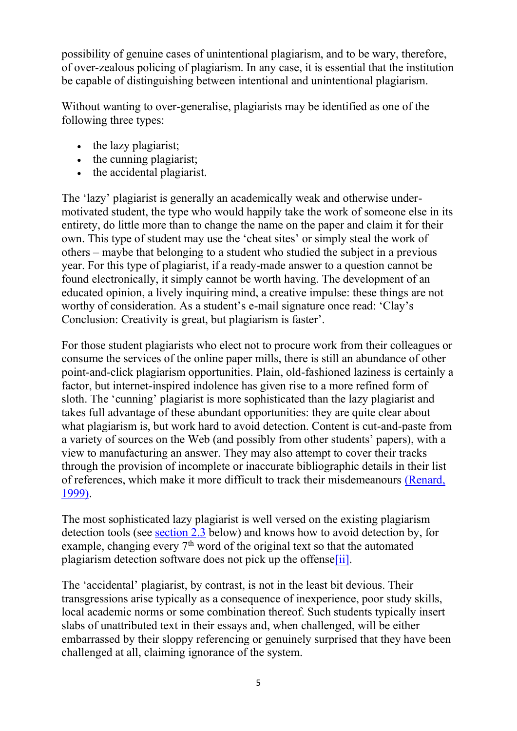possibility of genuine cases of unintentional plagiarism, and to be wary, therefore, of over-zealous policing of plagiarism. In any case, it is essential that the institution be capable of distinguishing between intentional and unintentional plagiarism.

Without wanting to over-generalise, plagiarists may be identified as one of the following three types:

- the lazy plagiarist;
- the cunning plagiarist;
- the accidental plagiarist.

The 'lazy' plagiarist is generally an academically weak and otherwise under-motivated student, the type who would happily take the work of someone else in its entirety, do little more than to change the name on the paper and claim it for their own. This type of student may use the 'cheat sites' or simply steal the work of others – maybe that belonging to a student who studied the subject in a previous year. For this type of plagiarist, if a ready-made answer to a question cannot be found electronically, it simply cannot be worth having. The development of an educated opinion, a lively inquiring mind, a creative impulse: these things are not worthy of consideration. As a student's e-mail signature once read: 'Clay's Conclusion: Creativity is great, but plagiarism is faster'.

For those student plagiarists who elect not to procure work from their colleagues or consume the services of the online paper mills, there is still an abundance of other point-and-click plagiarism opportunities. Plain, old-fashioned laziness is certainly a factor, but internet-inspired indolence has given rise to a more refined form of sloth. The 'cunning' plagiarist is more sophisticated than the lazy plagiarist and takes full advantage of these abundant opportunities: they are quite clear about what plagiarism is, but work hard to avoid detection. Content is cut-and-paste from a variety of sources on the Web (and possibly from other students' papers), with a view to manufacturing an answer. They may also attempt to cover their tracks through the provision of incomplete or inaccurate bibliographic details in their list of references, which make it more difficult to track their misdemeanours (Renard, 1999).

The most sophisticated lazy plagiarist is well versed on the existing plagiarism detection tools (see section 2.3 below) and knows how to avoid detection by, for example, changing every 7th word of the original text so that the automated plagiarism detection software does not pick up the offense[ii].

The 'accidental' plagiarist, by contrast, is not in the least bit devious. Their transgressions arise typically as a consequence of inexperience, poor study skills, local academic norms or some combination thereof. Such students typically insert slabs of unattributed text in their essays and, when challenged, will be either embarrassed by their sloppy referencing or genuinely surprised that they have been challenged at all, claiming ignorance of the system.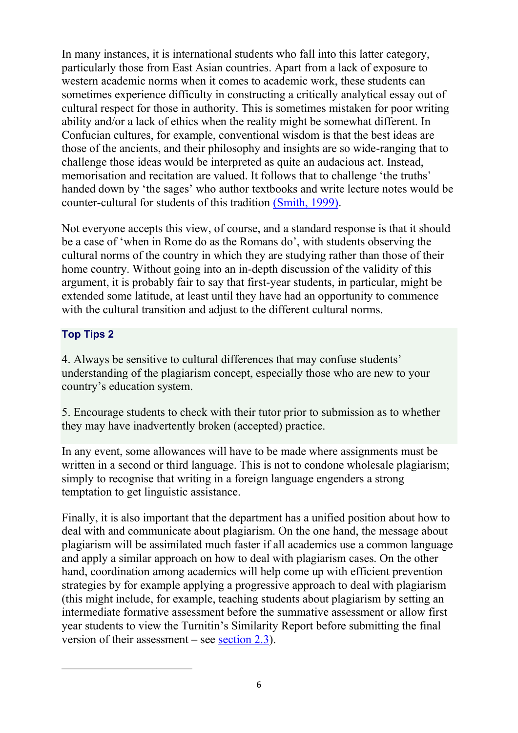In many instances, it is international students who fall into this latter category, particularly those from East Asian countries. Apart from a lack of exposure to western academic norms when it comes to academic work, these students can sometimes experience difficulty in constructing a critically analytical essay out of cultural respect for those in authority. This is sometimes mistaken for poor writing ability and/or a lack of ethics when the reality might be somewhat different. In Confucian cultures, for example, conventional wisdom is that the best ideas are those of the ancients, and their philosophy and insights are so wide-ranging that to challenge those ideas would be interpreted as quite an audacious act. Instead, memorisation and recitation are valued. It follows that to challenge 'the truths' handed down by 'the sages' who author textbooks and write lecture notes would be counter-cultural for students of this tradition (Smith, 1999).

Not everyone accepts this view, of course, and a standard response is that it should be a case of 'when in Rome do as the Romans do', with students observing the cultural norms of the country in which they are studying rather than those of their home country. Without going into an in-depth discussion of the validity of this argument, it is probably fair to say that first-year students, in particular, might be extended some latitude, at least until they have had an opportunity to commence with the cultural transition and adjust to the different cultural norms.

**Top Tips 2**

4. Always be sensitive to cultural differences that may confuse students' understanding of the plagiarism concept, especially those who are new to your country's education system.

5. Encourage students to check with their tutor prior to submission as to whether they may have inadvertently broken (accepted) practice.

In any event, some allowances will have to be made where assignments must be written in a second or third language. This is not to condone wholesale plagiarism; simply to recognise that writing in a foreign language engenders a strong temptation to get linguistic assistance.

Finally, it is also important that the department has a unified position about how to deal with and communicate about plagiarism. On the one hand, the message about plagiarism will be assimilated much faster if all academics use a common language and apply a similar approach on how to deal with plagiarism cases. On the other hand, coordination among academics will help come up with efficient prevention strategies by for example applying a progressive approach to deal with plagiarism (this might include, for example, teaching students about plagiarism by setting an intermediate formative assessment before the summative assessment or allow first year students to view the Turnitin's Similarity Report before submitting the final version of their assessment – see section 2.3).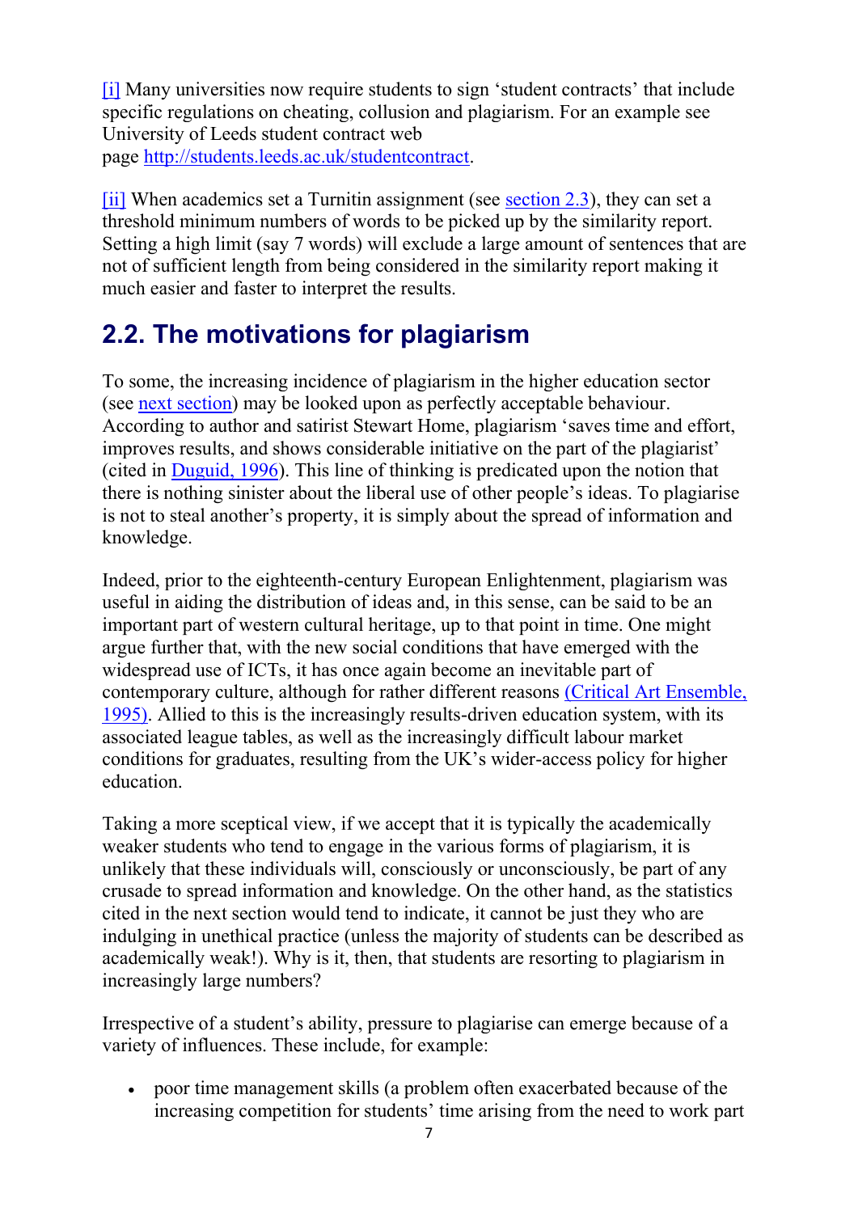[i] Many universities now require students to sign 'student contracts' that include specific regulations on cheating, collusion and plagiarism. For an example see University of Leeds student contract web page http://students.leeds.ac.uk/studentcontract.

[ii] When academics set a Turnitin assignment (see section 2.3), they can set a threshold minimum numbers of words to be picked up by the similarity report. Setting a high limit (say 7 words) will exclude a large amount of sentences that are not of sufficient length from being considered in the similarity report making it much easier and faster to interpret the results.

## 2.2. The motivations for plagiarism

To some, the increasing incidence of plagiarism in the higher education sector (see next section) may be looked upon as perfectly acceptable behaviour. According to author and satirist Stewart Home, plagiarism 'saves time and effort, improves results, and shows considerable initiative on the part of the plagiarist' (cited in Duguid, 1996). This line of thinking is predicated upon the notion that there is nothing sinister about the liberal use of other people's ideas. To plagiarise is not to steal another's property, it is simply about the spread of information and knowledge.

Indeed, prior to the eighteenth-century European Enlightenment, plagiarism was useful in aiding the distribution of ideas and, in this sense, can be said to be an important part of western cultural heritage, up to that point in time. One might argue further that, with the new social conditions that have emerged with the widespread use of ICTs, it has once again become an inevitable part of contemporary culture, although for rather different reasons (Critical Art Ensemble, 1995). Allied to this is the increasingly results-driven education system, with its associated league tables, as well as the increasingly difficult labour market conditions for graduates, resulting from the UK's wider-access policy for higher education.

Taking a more sceptical view, if we accept that it is typically the academically weaker students who tend to engage in the various forms of plagiarism, it is unlikely that these individuals will, consciously or unconsciously, be part of any crusade to spread information and knowledge. On the other hand, as the statistics cited in the next section would tend to indicate, it cannot be just they who are indulging in unethical practice (unless the majority of students can be described as academically weak!). Why is it, then, that students are resorting to plagiarism in increasingly large numbers?

Irrespective of a student's ability, pressure to plagiarise can emerge because of a variety of influences. These include, for example:

- poor time management skills (a problem often exacerbated because of the increasing competition for students' time arising from the need to work part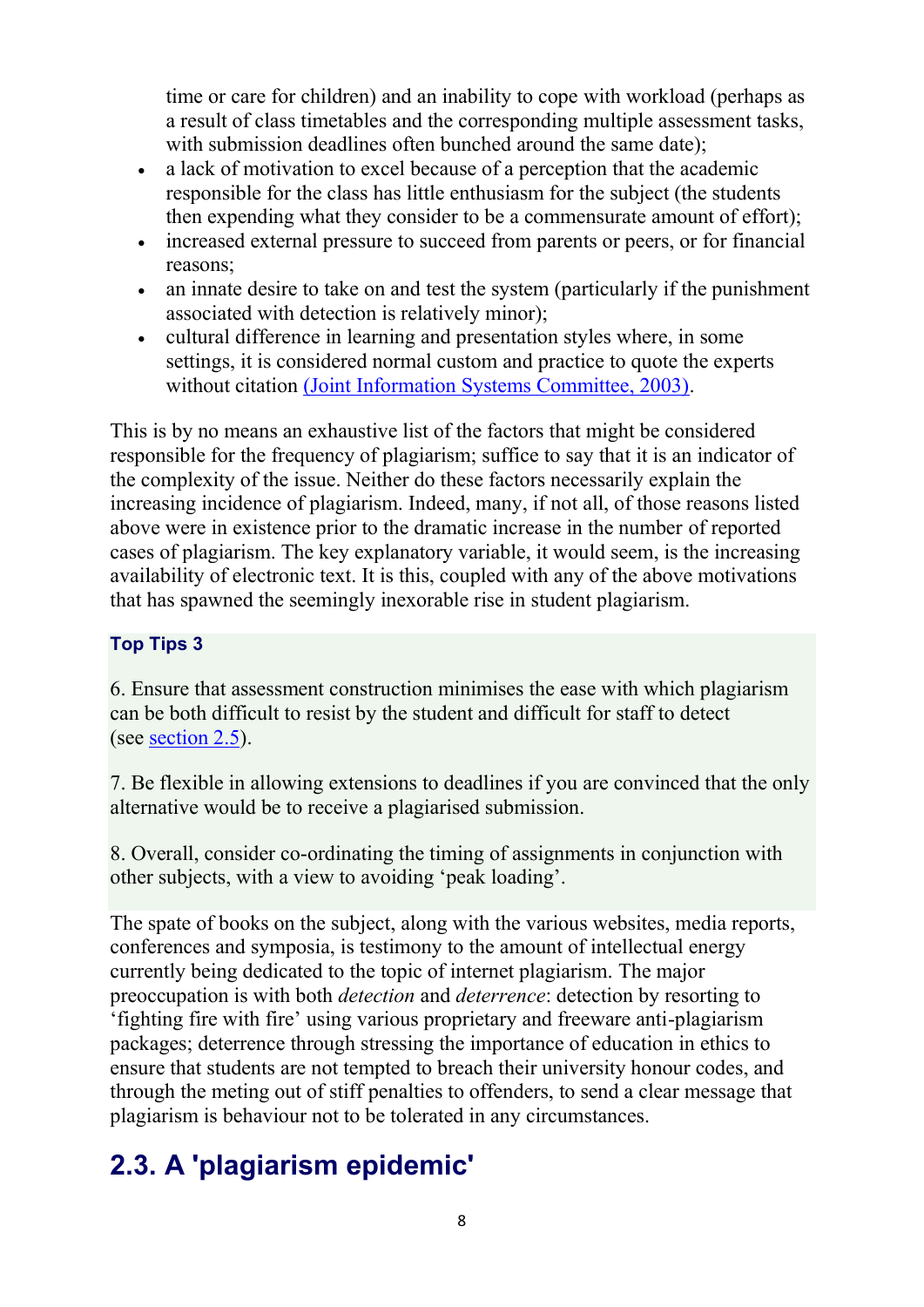time or care for children) and an inability to cope with workload (perhaps as a result of class timetables and the corresponding multiple assessment tasks, with submission deadlines often bunched around the same date);

- a lack of motivation to excel because of a perception that the academic responsible for the class has little enthusiasm for the subject (the students then expending what they consider to be a commensurate amount of effort);
- increased external pressure to succeed from parents or peers, or for financial reasons;
- an innate desire to take on and test the system (particularly if the punishment associated with detection is relatively minor);
- cultural difference in learning and presentation styles where, in some settings, it is considered normal custom and practice to quote the experts without citation (Joint Information Systems Committee, 2003).

This is by no means an exhaustive list of the factors that might be considered responsible for the frequency of plagiarism; suffice to say that it is an indicator of the complexity of the issue. Neither do these factors necessarily explain the increasing incidence of plagiarism. Indeed, many, if not all, of those reasons listed above were in existence prior to the dramatic increase in the number of reported cases of plagiarism. The key explanatory variable, it would seem, is the increasing availability of electronic text. It is this, coupled with any of the above motivations that has spawned the seemingly inexorable rise in student plagiarism.

**Top Tips 3**

6. Ensure that assessment construction minimises the ease with which plagiarism can be both difficult to resist by the student and difficult for staff to detect (see section 2.5).

7. Be flexible in allowing extensions to deadlines if you are convinced that the only alternative would be to receive a plagiarised submission.

8. Overall, consider co-ordinating the timing of assignments in conjunction with other subjects, with a view to avoiding 'peak loading'.

The spate of books on the subject, along with the various websites, media reports, conferences and symposia, is testimony to the amount of intellectual energy currently being dedicated to the topic of internet plagiarism. The major preoccupation is with both *detection* and *deterrence*: detection by resorting to 'fighting fire with fire' using various proprietary and freeware anti-plagiarism packages; deterrence through stressing the importance of education in ethics to ensure that students are not tempted to breach their university honour codes, and through the meting out of stiff penalties to offenders, to send a clear message that plagiarism is behaviour not to be tolerated in any circumstances.

## 2.3. A 'plagiarism epidemic'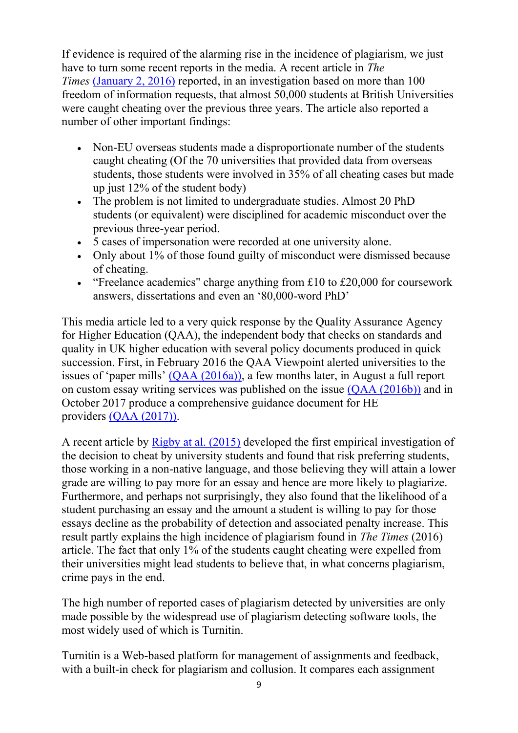If evidence is required of the alarming rise in the incidence of plagiarism, we just have to turn some recent reports in the media. A recent article in *The Times* (January 2, 2016) reported, in an investigation based on more than 100 freedom of information requests, that almost 50,000 students at British Universities were caught cheating over the previous three years. The article also reported a number of other important findings:

- Non-EU overseas students made a disproportionate number of the students caught cheating (Of the 70 universities that provided data from overseas students, those students were involved in 35% of all cheating cases but made up just 12% of the student body)
- The problem is not limited to undergraduate studies. Almost 20 PhD students (or equivalent) were disciplined for academic misconduct over the previous three-year period.
- 5 cases of impersonation were recorded at one university alone.
- Only about 1% of those found guilty of misconduct were dismissed because of cheating.
- "Freelance academics" charge anything from £10 to £20,000 for coursework answers, dissertations and even an '80,000-word PhD'

This media article led to a very quick response by the Quality Assurance Agency for Higher Education (QAA), the independent body that checks on standards and quality in UK higher education with several policy documents produced in quick succession. First, in February 2016 the QAA Viewpoint alerted universities to the issues of 'paper mills' (QAA (2016a)), a few months later, in August a full report on custom essay writing services was published on the issue (QAA (2016b)) and in October 2017 produce a comprehensive guidance document for HE providers (QAA (2017)).

A recent article by Rigby at al. (2015) developed the first empirical investigation of the decision to cheat by university students and found that risk preferring students, those working in a non-native language, and those believing they will attain a lower grade are willing to pay more for an essay and hence are more likely to plagiarize. Furthermore, and perhaps not surprisingly, they also found that the likelihood of a student purchasing an essay and the amount a student is willing to pay for those essays decline as the probability of detection and associated penalty increase. This result partly explains the high incidence of plagiarism found in *The Times* (2016) article. The fact that only 1% of the students caught cheating were expelled from their universities might lead students to believe that, in what concerns plagiarism, crime pays in the end.

The high number of reported cases of plagiarism detected by universities are only made possible by the widespread use of plagiarism detecting software tools, the most widely used of which is Turnitin.

Turnitin is a Web-based platform for management of assignments and feedback, with a built-in check for plagiarism and collusion. It compares each assignment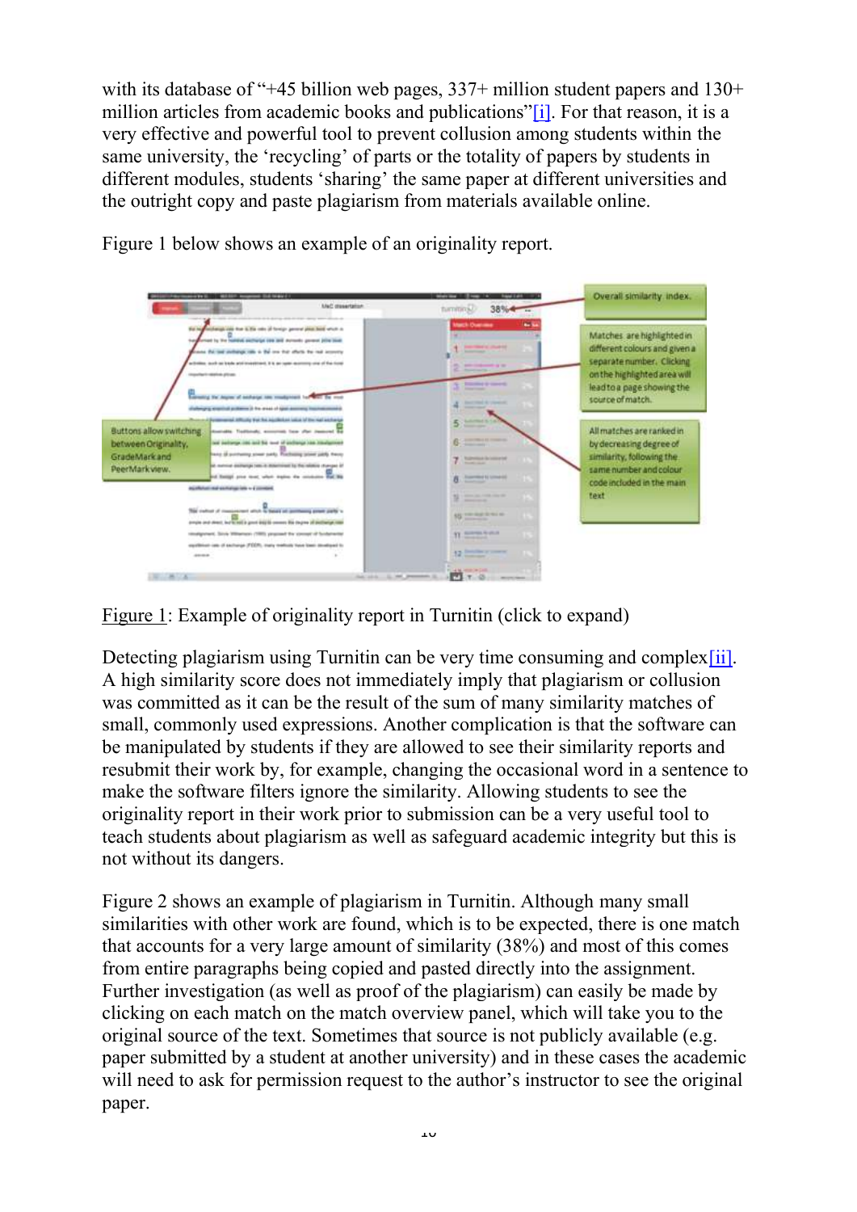with its database of "+45 billion web pages, 337+ million student papers and 130+ million articles from academic books and publications"[i]. For that reason, it is a very effective and powerful tool to prevent collusion among students within the same university, the 'recycling' of parts or the totality of papers by students in different modules, students 'sharing' the same paper at different universities and the outright copy and paste plagiarism from materials available online.

Figure 1 below shows an example of an originality report.

Overall similarity index.

Matches are highlighted in different colours and given a separate number. Clicking on the highlighted area will lead to a page showing the source of match.

All matches are ranked in by decreasing degree of similarity, following the same number and colour code included in the main text

Buttons allow switching between Originality, GradeMark and PeerMark view.

Figure 1: Example of originality report in Turnitin (click to expand)

Detecting plagiarism using Turnitin can be very time consuming and complex[ii]. A high similarity score does not immediately imply that plagiarism or collusion was committed as it can be the result of the sum of many similarity matches of small, commonly used expressions. Another complication is that the software can be manipulated by students if they are allowed to see their similarity reports and resubmit their work by, for example, changing the occasional word in a sentence to make the software filters ignore the similarity. Allowing students to see the originality report in their work prior to submission can be a very useful tool to teach students about plagiarism as well as safeguard academic integrity but this is not without its dangers.

Figure 2 shows an example of plagiarism in Turnitin. Although many small similarities with other work are found, which is to be expected, there is one match that accounts for a very large amount of similarity (38%) and most of this comes from entire paragraphs being copied and pasted directly into the assignment. Further investigation (as well as proof of the plagiarism) can easily be made by clicking on each match on the match overview panel, which will take you to the original source of the text. Sometimes that source is not publicly available (e.g. paper submitted by a student at another university) and in these cases the academic will need to ask for permission request to the author's instructor to see the original paper.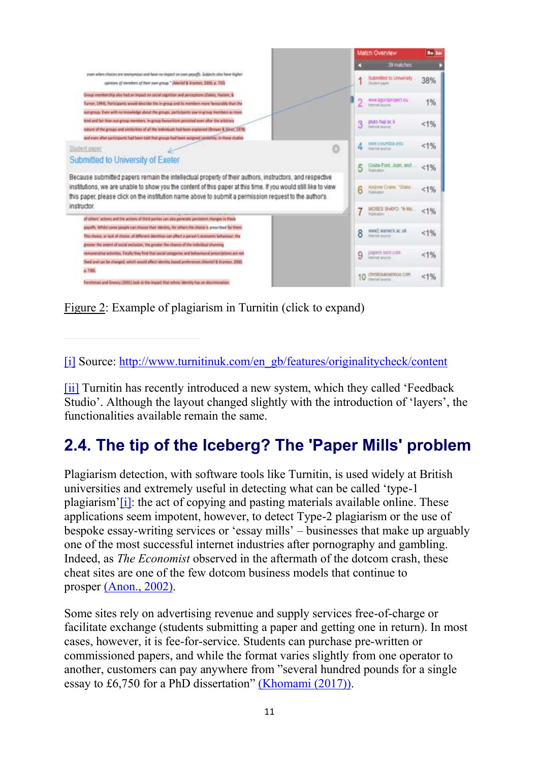Figure 2: Example of plagiarism in Turnitin (click to expand)

---

[i] Source: http://www.turnitinuk.com/en_gb/features/originalitycheck/content

[ii] Turnitin has recently introduced a new system, which they called 'Feedback Studio'. Although the layout changed slightly with the introduction of 'layers', the functionalities available remain the same.

## 2.4. The tip of the Iceberg? The 'Paper Mills' problem

Plagiarism detection, with software tools like Turnitin, is used widely at British universities and extremely useful in detecting what can be called 'type-1 plagiarism'[i]: the act of copying and pasting materials available online. These applications seem impotent, however, to detect Type-2 plagiarism or the use of bespoke essay-writing services or 'essay mills' – businesses that make up arguably one of the most successful internet industries after pornography and gambling. Indeed, as *The Economist* observed in the aftermath of the dotcom crash, these cheat sites are one of the few dotcom business models that continue to prosper (Anon., 2002).

Some sites rely on advertising revenue and supply services free-of-charge or facilitate exchange (students submitting a paper and getting one in return). In most cases, however, it is fee-for-service. Students can purchase pre-written or commissioned papers, and while the format varies slightly from one operator to another, customers can pay anywhere from "several hundred pounds for a single essay to £6,750 for a PhD dissertation" (Khomami (2017)).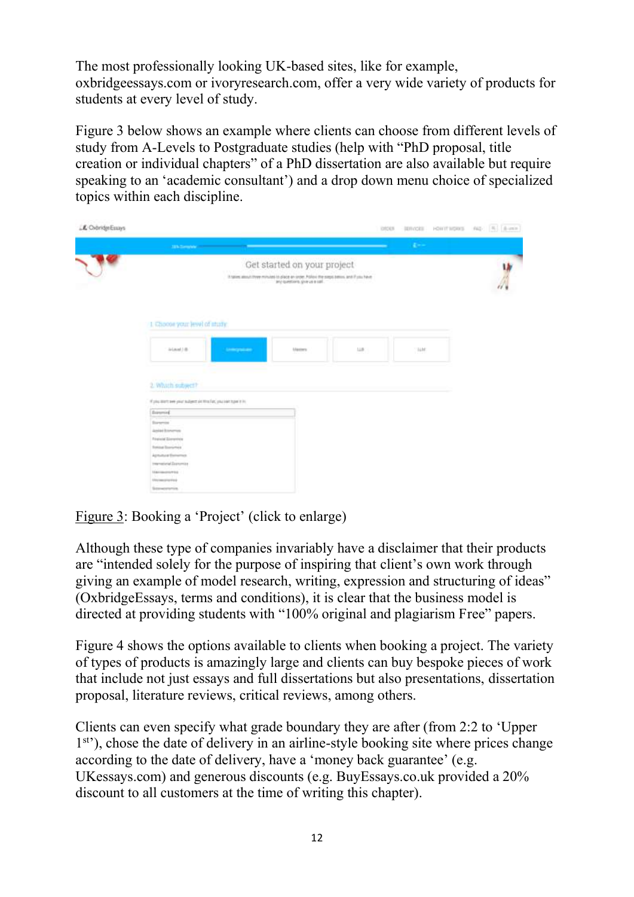The most professionally looking UK-based sites, like for example, oxbridgeessays.com or ivoryresearch.com, offer a very wide variety of products for students at every level of study.

Figure 3 below shows an example where clients can choose from different levels of study from A-Levels to Postgraduate studies (help with "PhD proposal, title creation or individual chapters" of a PhD dissertation are also available but require speaking to an 'academic consultant') and a drop down menu choice of specialized topics within each discipline.

<u>Figure 3</u>: Booking a 'Project' (click to enlarge)

Although these type of companies invariably have a disclaimer that their products are "intended solely for the purpose of inspiring that client's own work through giving an example of model research, writing, expression and structuring of ideas" (OxbridgeEssays, terms and conditions), it is clear that the business model is directed at providing students with "100% original and plagiarism Free" papers.

Figure 4 shows the options available to clients when booking a project. The variety of types of products is amazingly large and clients can buy bespoke pieces of work that include not just essays and full dissertations but also presentations, dissertation proposal, literature reviews, critical reviews, among others.

Clients can even specify what grade boundary they are after (from 2:2 to 'Upper 1st'), chose the date of delivery in an airline-style booking site where prices change according to the date of delivery, have a 'money back guarantee' (e.g. UKessays.com) and generous discounts (e.g. BuyEssays.co.uk provided a 20% discount to all customers at the time of writing this chapter).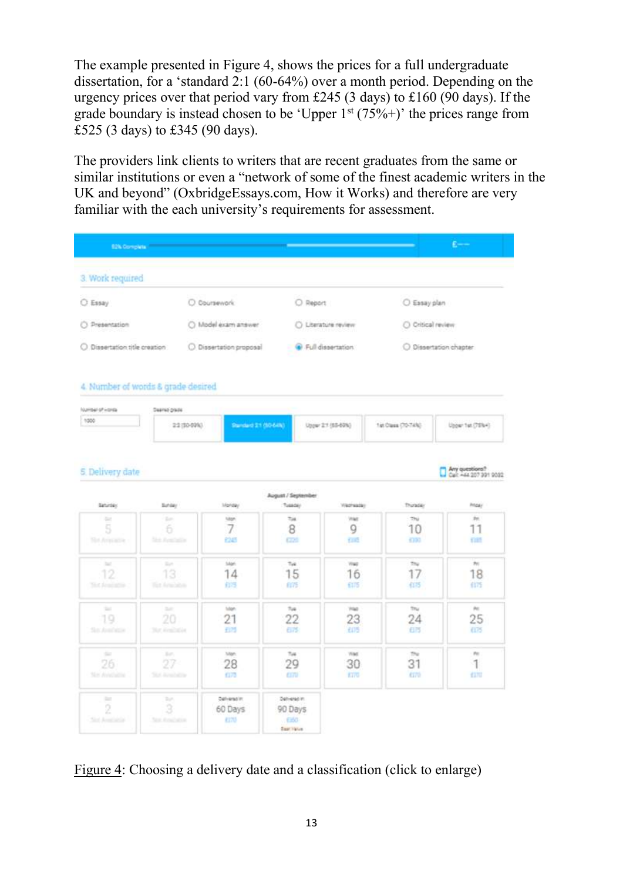The example presented in Figure 4, shows the prices for a full undergraduate dissertation, for a 'standard 2:1 (60-64%) over a month period. Depending on the urgency prices over that period vary from £245 (3 days) to £160 (90 days). If the grade boundary is instead chosen to be 'Upper 1st (75%+)' the prices range from £525 (3 days) to £345 (90 days).

The providers link clients to writers that are recent graduates from the same or similar institutions or even a "network of some of the finest academic writers in the UK and beyond" (OxbridgeEssays.com, How it Works) and therefore are very familiar with the each university's requirements for assessment.

Figure 4: Choosing a delivery date and a classification (click to enlarge)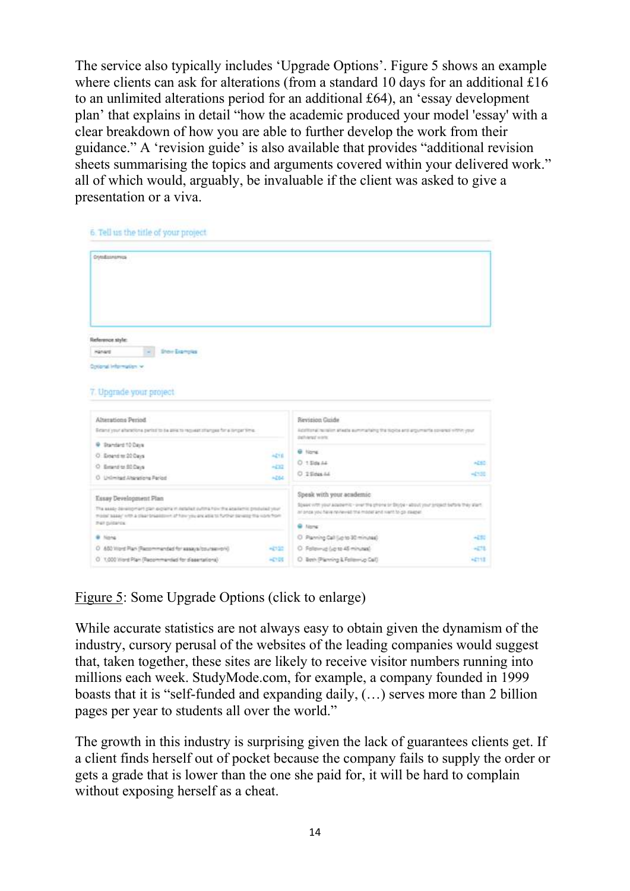The service also typically includes 'Upgrade Options'. Figure 5 shows an example where clients can ask for alterations (from a standard 10 days for an additional £16 to an unlimited alterations period for an additional £64), an 'essay development plan' that explains in detail "how the academic produced your model 'essay' with a clear breakdown of how you are able to further develop the work from their guidance." A 'revision guide' is also available that provides "additional revision sheets summarising the topics and arguments covered within your delivered work." all of which would, arguably, be invaluable if the client was asked to give a presentation or a viva.

Figure 5: Some Upgrade Options (click to enlarge)

While accurate statistics are not always easy to obtain given the dynamism of the industry, cursory perusal of the websites of the leading companies would suggest that, taken together, these sites are likely to receive visitor numbers running into millions each week. StudyMode.com, for example, a company founded in 1999 boasts that it is "self-funded and expanding daily, (…) serves more than 2 billion pages per year to students all over the world."

The growth in this industry is surprising given the lack of guarantees clients get. If a client finds herself out of pocket because the company fails to supply the order or gets a grade that is lower than the one she paid for, it will be hard to complain without exposing herself as a cheat.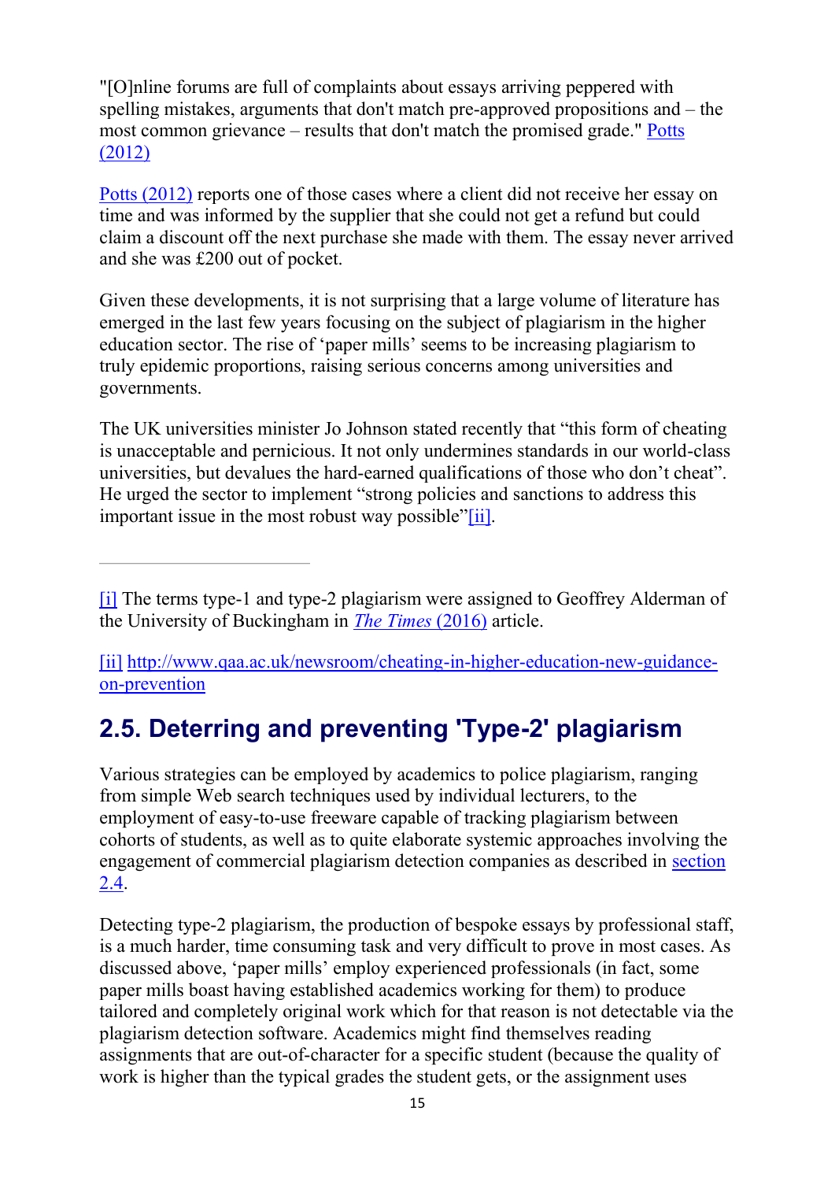"[O]nline forums are full of complaints about essays arriving peppered with spelling mistakes, arguments that don't match pre-approved propositions and – the most common grievance – results that don't match the promised grade." [Potts (2012)]

[Potts (2012)] reports one of those cases where a client did not receive her essay on time and was informed by the supplier that she could not get a refund but could claim a discount off the next purchase she made with them. The essay never arrived and she was £200 out of pocket.

Given these developments, it is not surprising that a large volume of literature has emerged in the last few years focusing on the subject of plagiarism in the higher education sector. The rise of 'paper mills' seems to be increasing plagiarism to truly epidemic proportions, raising serious concerns among universities and governments.

The UK universities minister Jo Johnson stated recently that "this form of cheating is unacceptable and pernicious. It not only undermines standards in our world-class universities, but devalues the hard-earned qualifications of those who don't cheat". He urged the sector to implement "strong policies and sanctions to address this important issue in the most robust way possible"[ii].

---

[i] The terms type-1 and type-2 plagiarism were assigned to Geoffrey Alderman of the University of Buckingham in *The Times* (2016) article.

[ii] http://www.qaa.ac.uk/newsroom/cheating-in-higher-education-new-guidance-on-prevention

## 2.5. Deterring and preventing 'Type-2' plagiarism

Various strategies can be employed by academics to police plagiarism, ranging from simple Web search techniques used by individual lecturers, to the employment of easy-to-use freeware capable of tracking plagiarism between cohorts of students, as well as to quite elaborate systemic approaches involving the engagement of commercial plagiarism detection companies as described in section 2.4.

Detecting type-2 plagiarism, the production of bespoke essays by professional staff, is a much harder, time consuming task and very difficult to prove in most cases. As discussed above, 'paper mills' employ experienced professionals (in fact, some paper mills boast having established academics working for them) to produce tailored and completely original work which for that reason is not detectable via the plagiarism detection software. Academics might find themselves reading assignments that are out-of-character for a specific student (because the quality of work is higher than the typical grades the student gets, or the assignment uses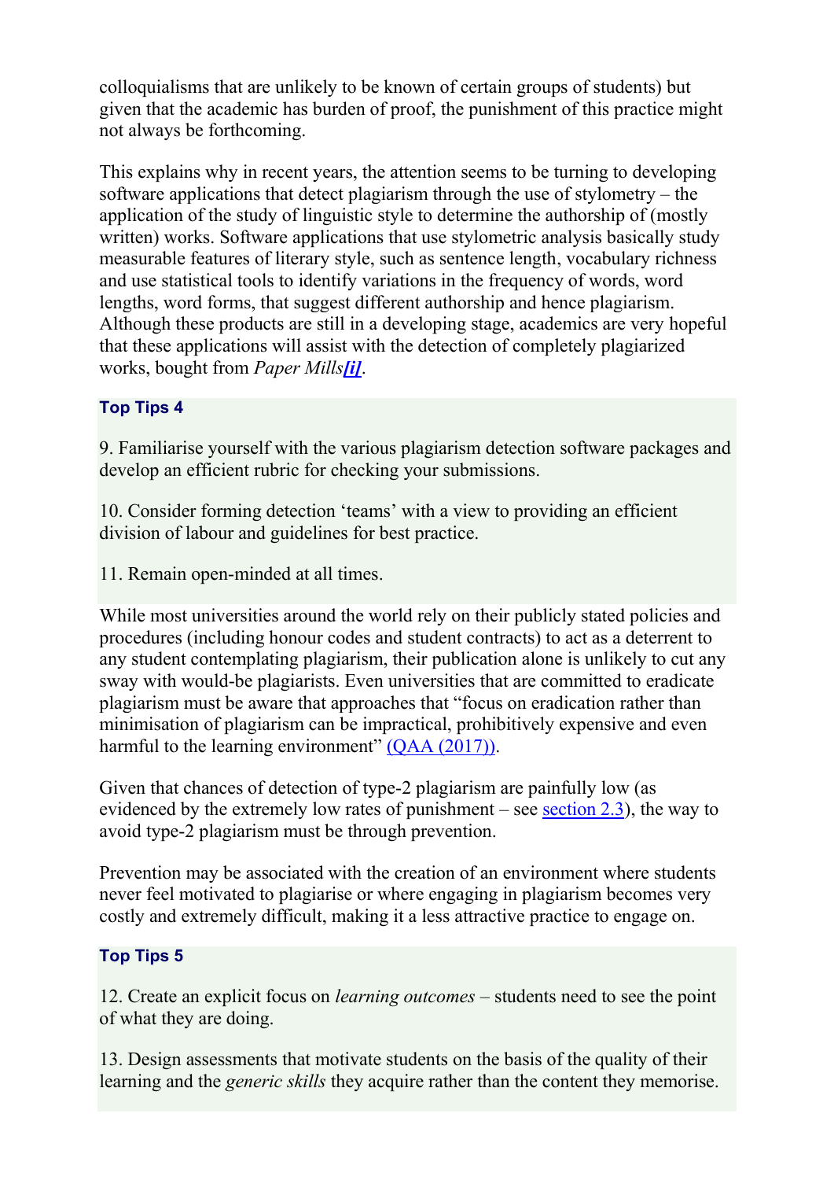colloquialisms that are unlikely to be known of certain groups of students) but given that the academic has burden of proof, the punishment of this practice might not always be forthcoming.

This explains why in recent years, the attention seems to be turning to developing software applications that detect plagiarism through the use of stylometry – the application of the study of linguistic style to determine the authorship of (mostly written) works. Software applications that use stylometric analysis basically study measurable features of literary style, such as sentence length, vocabulary richness and use statistical tools to identify variations in the frequency of words, word lengths, word forms, that suggest different authorship and hence plagiarism. Although these products are still in a developing stage, academics are very hopeful that these applications will assist with the detection of completely plagiarized works, bought from *Paper Mills*[i].

**Top Tips 4**

9. Familiarise yourself with the various plagiarism detection software packages and develop an efficient rubric for checking your submissions.

10. Consider forming detection 'teams' with a view to providing an efficient division of labour and guidelines for best practice.

11. Remain open-minded at all times.

While most universities around the world rely on their publicly stated policies and procedures (including honour codes and student contracts) to act as a deterrent to any student contemplating plagiarism, their publication alone is unlikely to cut any sway with would-be plagiarists. Even universities that are committed to eradicate plagiarism must be aware that approaches that "focus on eradication rather than minimisation of plagiarism can be impractical, prohibitively expensive and even harmful to the learning environment" (QAA (2017)).

Given that chances of detection of type-2 plagiarism are painfully low (as evidenced by the extremely low rates of punishment – see section 2.3), the way to avoid type-2 plagiarism must be through prevention.

Prevention may be associated with the creation of an environment where students never feel motivated to plagiarise or where engaging in plagiarism becomes very costly and extremely difficult, making it a less attractive practice to engage on.

**Top Tips 5**

12. Create an explicit focus on *learning outcomes* – students need to see the point of what they are doing.

13. Design assessments that motivate students on the basis of the quality of their learning and the *generic skills* they acquire rather than the content they memorise.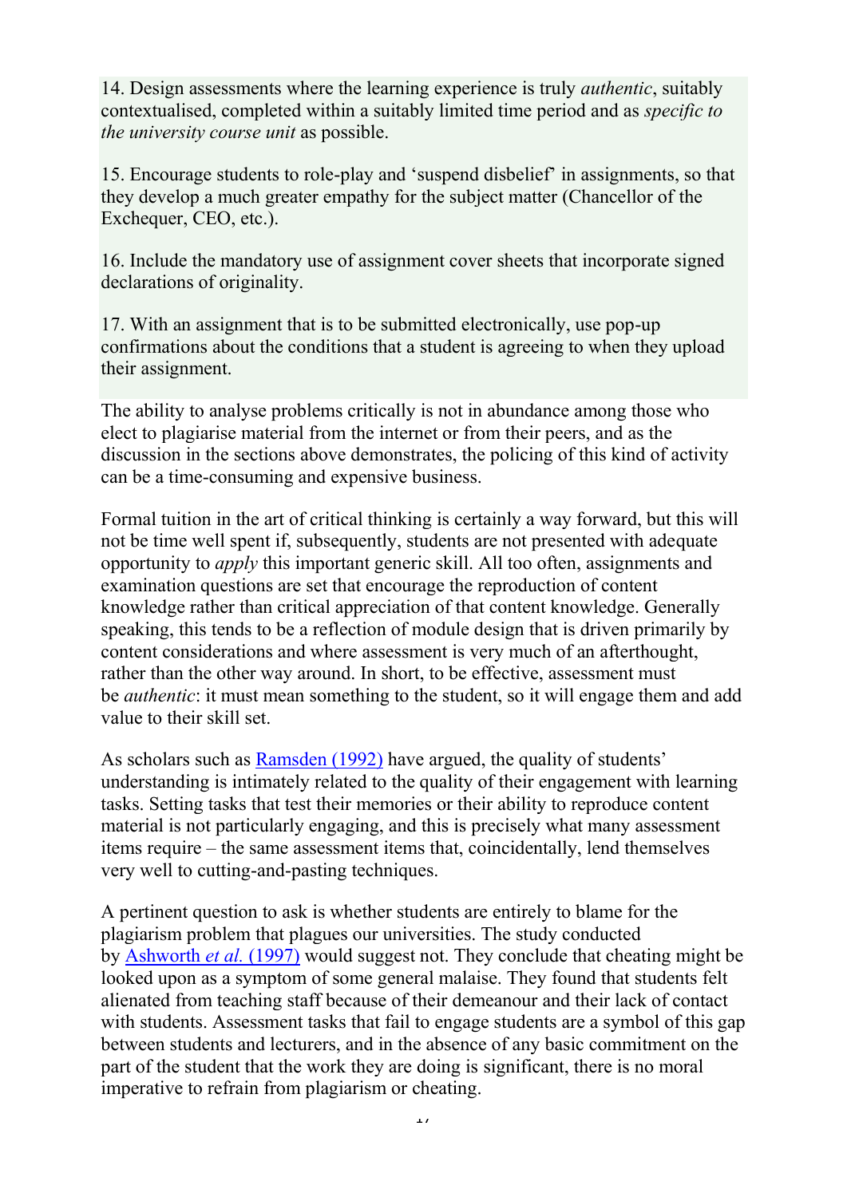14. Design assessments where the learning experience is truly *authentic*, suitably contextualised, completed within a suitably limited time period and as *specific to the university course unit* as possible.

15. Encourage students to role-play and 'suspend disbelief' in assignments, so that they develop a much greater empathy for the subject matter (Chancellor of the Exchequer, CEO, etc.).

16. Include the mandatory use of assignment cover sheets that incorporate signed declarations of originality.

17. With an assignment that is to be submitted electronically, use pop-up confirmations about the conditions that a student is agreeing to when they upload their assignment.

The ability to analyse problems critically is not in abundance among those who elect to plagiarise material from the internet or from their peers, and as the discussion in the sections above demonstrates, the policing of this kind of activity can be a time-consuming and expensive business.

Formal tuition in the art of critical thinking is certainly a way forward, but this will not be time well spent if, subsequently, students are not presented with adequate opportunity to *apply* this important generic skill. All too often, assignments and examination questions are set that encourage the reproduction of content knowledge rather than critical appreciation of that content knowledge. Generally speaking, this tends to be a reflection of module design that is driven primarily by content considerations and where assessment is very much of an afterthought, rather than the other way around. In short, to be effective, assessment must be *authentic*: it must mean something to the student, so it will engage them and add value to their skill set.

As scholars such as Ramsden (1992) have argued, the quality of students' understanding is intimately related to the quality of their engagement with learning tasks. Setting tasks that test their memories or their ability to reproduce content material is not particularly engaging, and this is precisely what many assessment items require – the same assessment items that, coincidentally, lend themselves very well to cutting-and-pasting techniques.

A pertinent question to ask is whether students are entirely to blame for the plagiarism problem that plagues our universities. The study conducted by Ashworth *et al.* (1997) would suggest not. They conclude that cheating might be looked upon as a symptom of some general malaise. They found that students felt alienated from teaching staff because of their demeanour and their lack of contact with students. Assessment tasks that fail to engage students are a symbol of this gap between students and lecturers, and in the absence of any basic commitment on the part of the student that the work they are doing is significant, there is no moral imperative to refrain from plagiarism or cheating.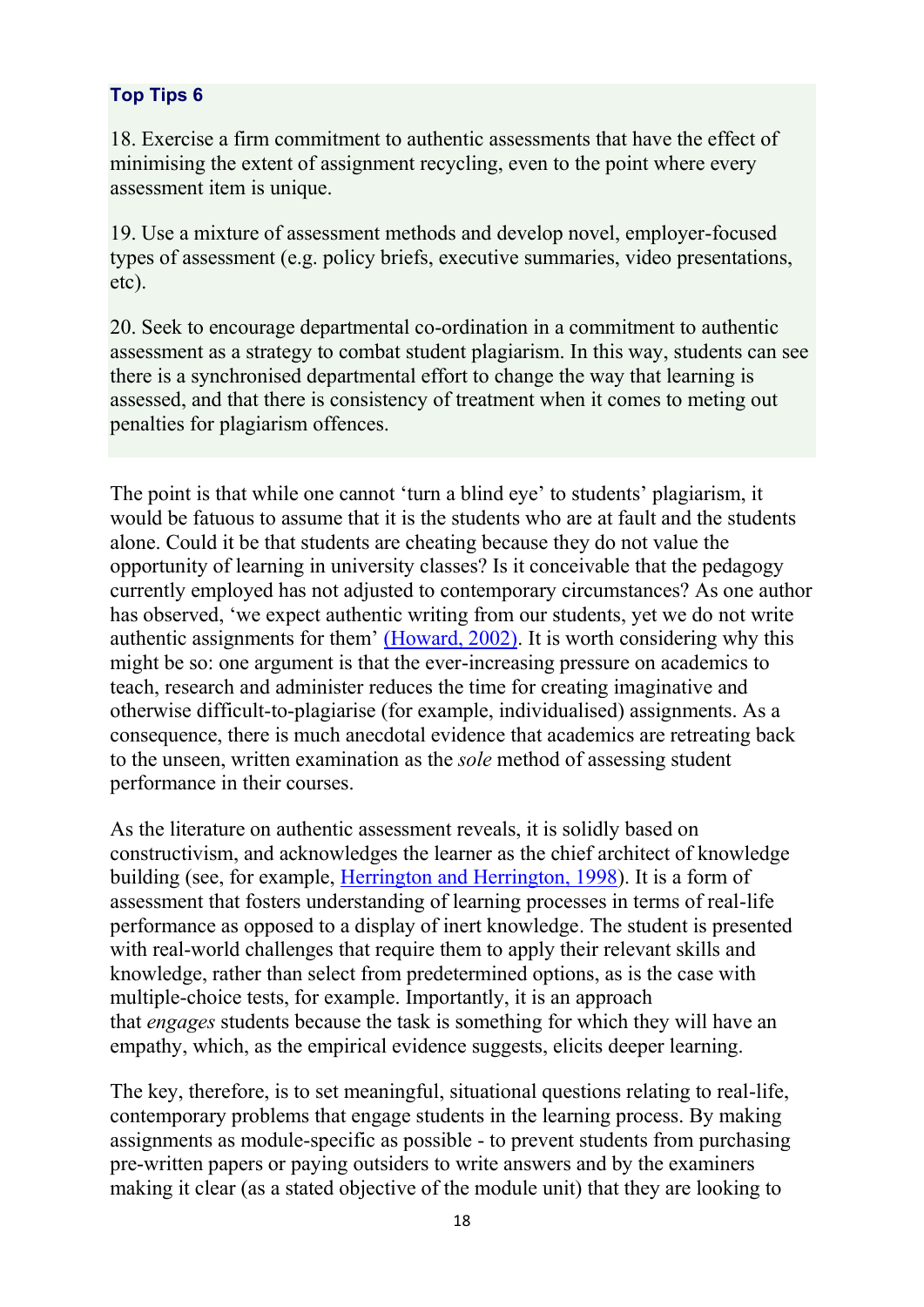**Top Tips 6**

18. Exercise a firm commitment to authentic assessments that have the effect of minimising the extent of assignment recycling, even to the point where every assessment item is unique.

19. Use a mixture of assessment methods and develop novel, employer-focused types of assessment (e.g. policy briefs, executive summaries, video presentations, etc).

20. Seek to encourage departmental co-ordination in a commitment to authentic assessment as a strategy to combat student plagiarism. In this way, students can see there is a synchronised departmental effort to change the way that learning is assessed, and that there is consistency of treatment when it comes to meting out penalties for plagiarism offences.

The point is that while one cannot 'turn a blind eye' to students' plagiarism, it would be fatuous to assume that it is the students who are at fault and the students alone. Could it be that students are cheating because they do not value the opportunity of learning in university classes? Is it conceivable that the pedagogy currently employed has not adjusted to contemporary circumstances? As one author has observed, 'we expect authentic writing from our students, yet we do not write authentic assignments for them' (Howard, 2002). It is worth considering why this might be so: one argument is that the ever-increasing pressure on academics to teach, research and administer reduces the time for creating imaginative and otherwise difficult-to-plagiarise (for example, individualised) assignments. As a consequence, there is much anecdotal evidence that academics are retreating back to the unseen, written examination as the *sole* method of assessing student performance in their courses.

As the literature on authentic assessment reveals, it is solidly based on constructivism, and acknowledges the learner as the chief architect of knowledge building (see, for example, Herrington and Herrington, 1998). It is a form of assessment that fosters understanding of learning processes in terms of real-life performance as opposed to a display of inert knowledge. The student is presented with real-world challenges that require them to apply their relevant skills and knowledge, rather than select from predetermined options, as is the case with multiple-choice tests, for example. Importantly, it is an approach that *engages* students because the task is something for which they will have an empathy, which, as the empirical evidence suggests, elicits deeper learning.

The key, therefore, is to set meaningful, situational questions relating to real-life, contemporary problems that engage students in the learning process. By making assignments as module-specific as possible - to prevent students from purchasing pre-written papers or paying outsiders to write answers and by the examiners making it clear (as a stated objective of the module unit) that they are looking to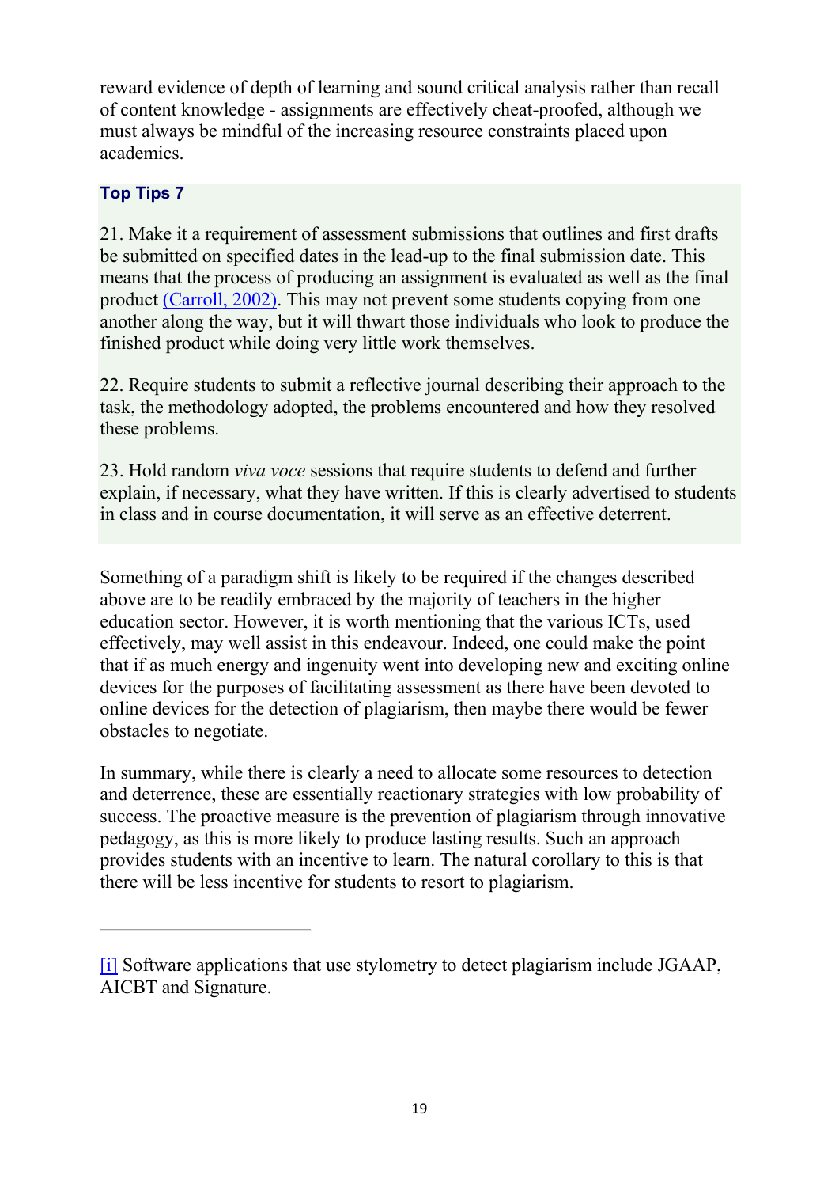reward evidence of depth of learning and sound critical analysis rather than recall of content knowledge - assignments are effectively cheat-proofed, although we must always be mindful of the increasing resource constraints placed upon academics.

### Top Tips 7

21. Make it a requirement of assessment submissions that outlines and first drafts be submitted on specified dates in the lead-up to the final submission date. This means that the process of producing an assignment is evaluated as well as the final product (Carroll, 2002). This may not prevent some students copying from one another along the way, but it will thwart those individuals who look to produce the finished product while doing very little work themselves.

22. Require students to submit a reflective journal describing their approach to the task, the methodology adopted, the problems encountered and how they resolved these problems.

23. Hold random *viva voce* sessions that require students to defend and further explain, if necessary, what they have written. If this is clearly advertised to students in class and in course documentation, it will serve as an effective deterrent.

Something of a paradigm shift is likely to be required if the changes described above are to be readily embraced by the majority of teachers in the higher education sector. However, it is worth mentioning that the various ICTs, used effectively, may well assist in this endeavour. Indeed, one could make the point that if as much energy and ingenuity went into developing new and exciting online devices for the purposes of facilitating assessment as there have been devoted to online devices for the detection of plagiarism, then maybe there would be fewer obstacles to negotiate.

In summary, while there is clearly a need to allocate some resources to detection and deterrence, these are essentially reactionary strategies with low probability of success. The proactive measure is the prevention of plagiarism through innovative pedagogy, as this is more likely to produce lasting results. Such an approach provides students with an incentive to learn. The natural corollary to this is that there will be less incentive for students to resort to plagiarism.

---

[i] Software applications that use stylometry to detect plagiarism include JGAAP, AICBT and Signature.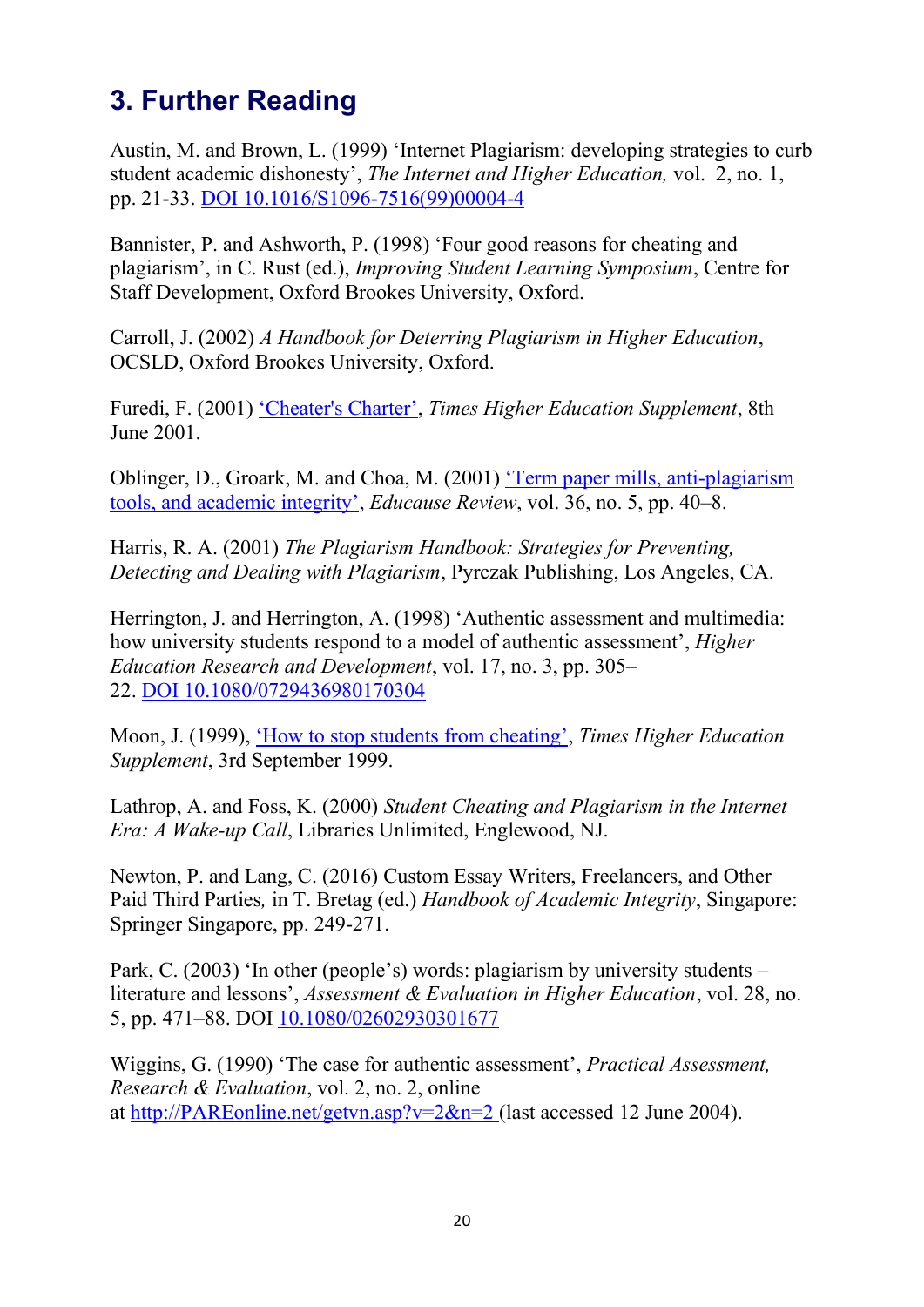## 3. Further Reading

Austin, M. and Brown, L. (1999) 'Internet Plagiarism: developing strategies to curb student academic dishonesty', *The Internet and Higher Education,* vol. 2, no. 1, pp. 21-33. DOI 10.1016/S1096-7516(99)00004-4

Bannister, P. and Ashworth, P. (1998) 'Four good reasons for cheating and plagiarism', in C. Rust (ed.), *Improving Student Learning Symposium*, Centre for Staff Development, Oxford Brookes University, Oxford.

Carroll, J. (2002) *A Handbook for Deterring Plagiarism in Higher Education*, OCSLD, Oxford Brookes University, Oxford.

Furedi, F. (2001) 'Cheater's Charter', *Times Higher Education Supplement*, 8th June 2001.

Oblinger, D., Groark, M. and Choa, M. (2001) 'Term paper mills, anti-plagiarism tools, and academic integrity', *Educause Review*, vol. 36, no. 5, pp. 40–8.

Harris, R. A. (2001) *The Plagiarism Handbook: Strategies for Preventing, Detecting and Dealing with Plagiarism*, Pyrczak Publishing, Los Angeles, CA.

Herrington, J. and Herrington, A. (1998) 'Authentic assessment and multimedia: how university students respond to a model of authentic assessment', *Higher Education Research and Development*, vol. 17, no. 3, pp. 305–22. DOI 10.1080/0729436980170304

Moon, J. (1999), 'How to stop students from cheating', *Times Higher Education Supplement*, 3rd September 1999.

Lathrop, A. and Foss, K. (2000) *Student Cheating and Plagiarism in the Internet Era: A Wake-up Call*, Libraries Unlimited, Englewood, NJ.

Newton, P. and Lang, C. (2016) Custom Essay Writers, Freelancers, and Other Paid Third Parties*,* in T. Bretag (ed.) *Handbook of Academic Integrity*, Singapore: Springer Singapore, pp. 249-271.

Park, C. (2003) 'In other (people's) words: plagiarism by university students – literature and lessons', *Assessment & Evaluation in Higher Education*, vol. 28, no. 5, pp. 471–88. DOI 10.1080/02602930301677

Wiggins, G. (1990) 'The case for authentic assessment', *Practical Assessment, Research & Evaluation*, vol. 2, no. 2, online at http://PAREonline.net/getvn.asp?v=2&n=2 (last accessed 12 June 2004).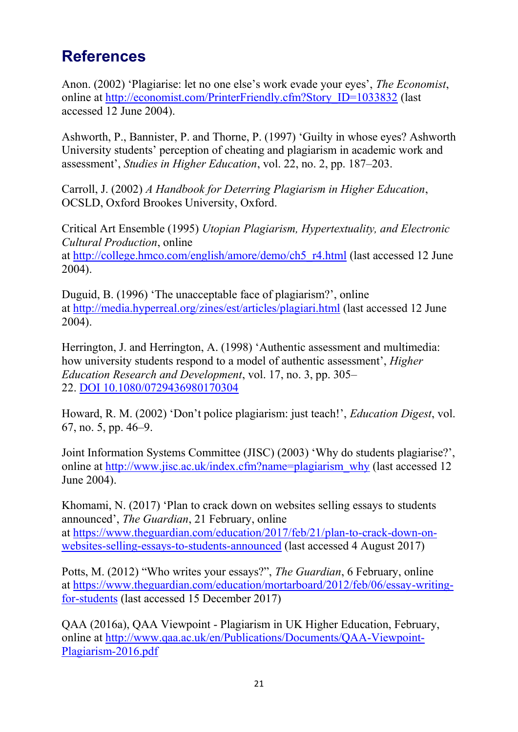## References

Anon. (2002) 'Plagiarise: let no one else's work evade your eyes', *The Economist*, online at http://economist.com/PrinterFriendly.cfm?Story_ID=1033832 (last accessed 12 June 2004).

Ashworth, P., Bannister, P. and Thorne, P. (1997) 'Guilty in whose eyes? Ashworth University students' perception of cheating and plagiarism in academic work and assessment', *Studies in Higher Education*, vol. 22, no. 2, pp. 187–203.

Carroll, J. (2002) *A Handbook for Deterring Plagiarism in Higher Education*, OCSLD, Oxford Brookes University, Oxford.

Critical Art Ensemble (1995) *Utopian Plagiarism, Hypertextuality, and Electronic Cultural Production*, online at http://college.hmco.com/english/amore/demo/ch5_r4.html (last accessed 12 June 2004).

Duguid, B. (1996) 'The unacceptable face of plagiarism?', online at http://media.hyperreal.org/zines/est/articles/plagiari.html (last accessed 12 June 2004).

Herrington, J. and Herrington, A. (1998) 'Authentic assessment and multimedia: how university students respond to a model of authentic assessment', *Higher Education Research and Development*, vol. 17, no. 3, pp. 305–22. DOI 10.1080/0729436980170304

Howard, R. M. (2002) 'Don't police plagiarism: just teach!', *Education Digest*, vol. 67, no. 5, pp. 46–9.

Joint Information Systems Committee (JISC) (2003) 'Why do students plagiarise?', online at http://www.jisc.ac.uk/index.cfm?name=plagiarism_why (last accessed 12 June 2004).

Khomami, N. (2017) 'Plan to crack down on websites selling essays to students announced', *The Guardian*, 21 February, online at https://www.theguardian.com/education/2017/feb/21/plan-to-crack-down-on-websites-selling-essays-to-students-announced (last accessed 4 August 2017)

Potts, M. (2012) "Who writes your essays?", *The Guardian*, 6 February, online at https://www.theguardian.com/education/mortarboard/2012/feb/06/essay-writing-for-students (last accessed 15 December 2017)

QAA (2016a), QAA Viewpoint - Plagiarism in UK Higher Education, February, online at http://www.qaa.ac.uk/en/Publications/Documents/QAA-Viewpoint-Plagiarism-2016.pdf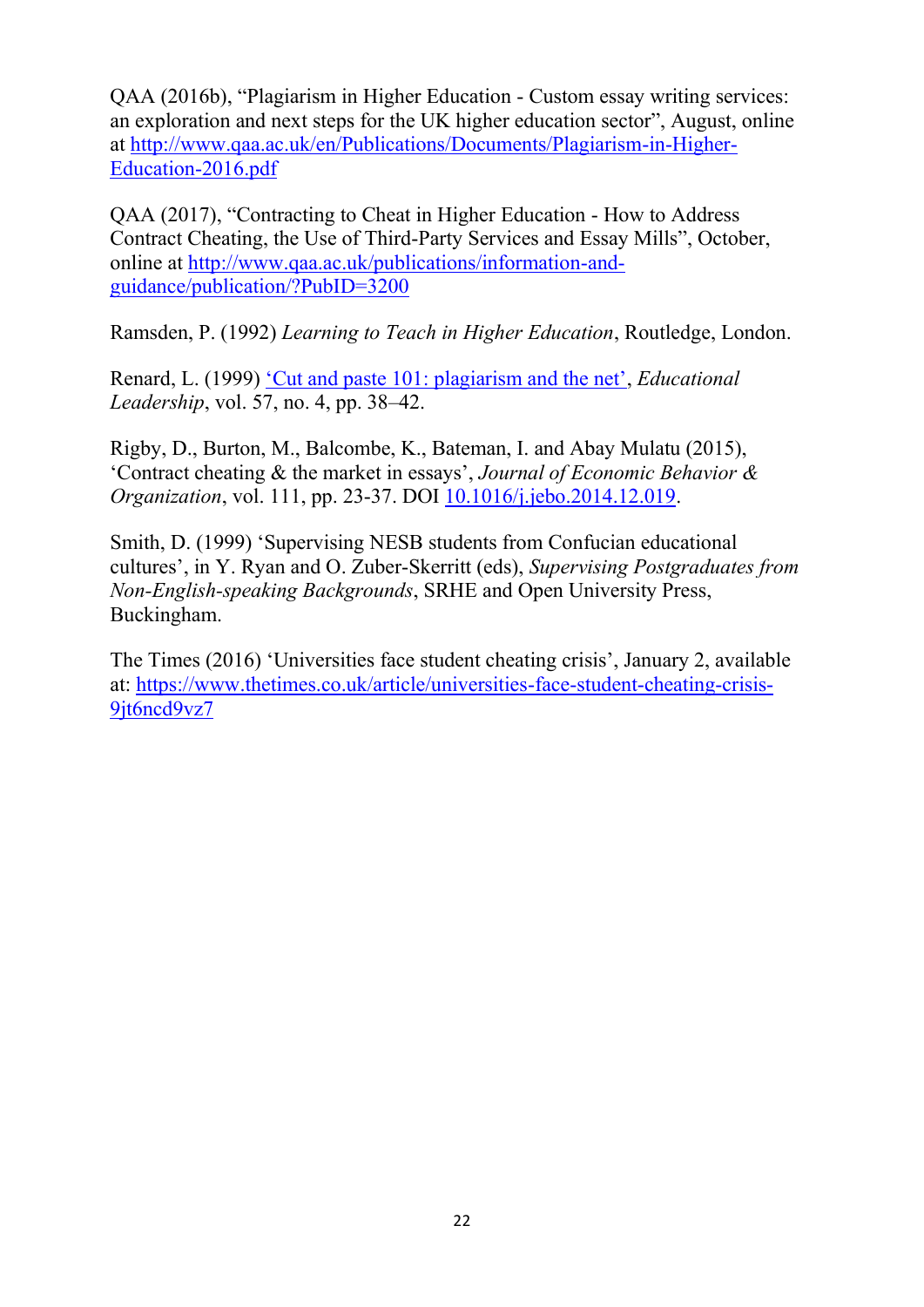QAA (2016b), "Plagiarism in Higher Education - Custom essay writing services: an exploration and next steps for the UK higher education sector", August, online at http://www.qaa.ac.uk/en/Publications/Documents/Plagiarism-in-Higher-Education-2016.pdf

QAA (2017), "Contracting to Cheat in Higher Education - How to Address Contract Cheating, the Use of Third-Party Services and Essay Mills", October, online at http://www.qaa.ac.uk/publications/information-and-guidance/publication/?PubID=3200

Ramsden, P. (1992) *Learning to Teach in Higher Education*, Routledge, London.

Renard, L. (1999) 'Cut and paste 101: plagiarism and the net', *Educational Leadership*, vol. 57, no. 4, pp. 38–42.

Rigby, D., Burton, M., Balcombe, K., Bateman, I. and Abay Mulatu (2015), 'Contract cheating & the market in essays', *Journal of Economic Behavior & Organization*, vol. 111, pp. 23-37. DOI 10.1016/j.jebo.2014.12.019.

Smith, D. (1999) 'Supervising NESB students from Confucian educational cultures', in Y. Ryan and O. Zuber-Skerritt (eds), *Supervising Postgraduates from Non-English-speaking Backgrounds*, SRHE and Open University Press, Buckingham.

The Times (2016) 'Universities face student cheating crisis', January 2, available at: https://www.thetimes.co.uk/article/universities-face-student-cheating-crisis-9jt6ncd9vz7